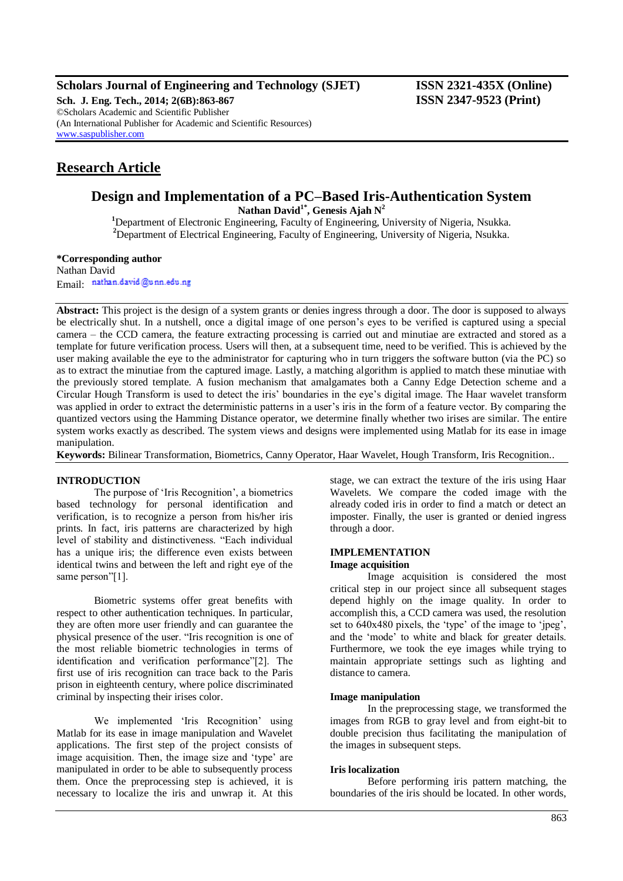**Scholars Journal of Engineering and Technology (SJET)** **ISSN 2321-435X (Online)**
**Sch. J. Eng. Tech., 2014; 2(6B):863-867** **ISSN 2347-9523 (Print)**
©Scholars Academic and Scientific Publisher
(An International Publisher for Academic and Scientific Resources)
www.saspublisher.com

## Research Article

# Design and Implementation of a PC–Based Iris-Authentication System

**Nathan David[1*], Genesis Ajah N[2]**

[1]Department of Electronic Engineering, Faculty of Engineering, University of Nigeria, Nsukka.
[2]Department of Electrical Engineering, Faculty of Engineering, University of Nigeria, Nsukka.

**\*Corresponding author**
Nathan David
Email: nathan.david@unn.edu.ng

**Abstract:** This project is the design of a system grants or denies ingress through a door. The door is supposed to always be electrically shut. In a nutshell, once a digital image of one person's eyes to be verified is captured using a special camera – the CCD camera, the feature extracting processing is carried out and minutiae are extracted and stored as a template for future verification process. Users will then, at a subsequent time, need to be verified. This is achieved by the user making available the eye to the administrator for capturing who in turn triggers the software button (via the PC) so as to extract the minutiae from the captured image. Lastly, a matching algorithm is applied to match these minutiae with the previously stored template. A fusion mechanism that amalgamates both a Canny Edge Detection scheme and a Circular Hough Transform is used to detect the iris' boundaries in the eye's digital image. The Haar wavelet transform was applied in order to extract the deterministic patterns in a user's iris in the form of a feature vector. By comparing the quantized vectors using the Hamming Distance operator, we determine finally whether two irises are similar. The entire system works exactly as described. The system views and designs were implemented using Matlab for its ease in image manipulation.

**Keywords:** Bilinear Transformation, Biometrics, Canny Operator, Haar Wavelet, Hough Transform, Iris Recognition..

## INTRODUCTION

The purpose of 'Iris Recognition', a biometrics based technology for personal identification and verification, is to recognize a person from his/her iris prints. In fact, iris patterns are characterized by high level of stability and distinctiveness. "Each individual has a unique iris; the difference even exists between identical twins and between the left and right eye of the same person"[1].

Biometric systems offer great benefits with respect to other authentication techniques. In particular, they are often more user friendly and can guarantee the physical presence of the user. "Iris recognition is one of the most reliable biometric technologies in terms of identification and verification performance"[2]. The first use of iris recognition can trace back to the Paris prison in eighteenth century, where police discriminated criminal by inspecting their irises color.

We implemented 'Iris Recognition' using Matlab for its ease in image manipulation and Wavelet applications. The first step of the project consists of image acquisition. Then, the image size and 'type' are manipulated in order to be able to subsequently process them. Once the preprocessing step is achieved, it is necessary to localize the iris and unwrap it. At this stage, we can extract the texture of the iris using Haar Wavelets. We compare the coded image with the already coded iris in order to find a match or detect an imposter. Finally, the user is granted or denied ingress through a door.

## IMPLEMENTATION

### Image acquisition

Image acquisition is considered the most critical step in our project since all subsequent stages depend highly on the image quality. In order to accomplish this, a CCD camera was used, the resolution set to 640x480 pixels, the 'type' of the image to 'jpeg', and the 'mode' to white and black for greater details. Furthermore, we took the eye images while trying to maintain appropriate settings such as lighting and distance to camera.

### Image manipulation

In the preprocessing stage, we transformed the images from RGB to gray level and from eight-bit to double precision thus facilitating the manipulation of the images in subsequent steps.

### Iris localization

Before performing iris pattern matching, the boundaries of the iris should be located. In other words,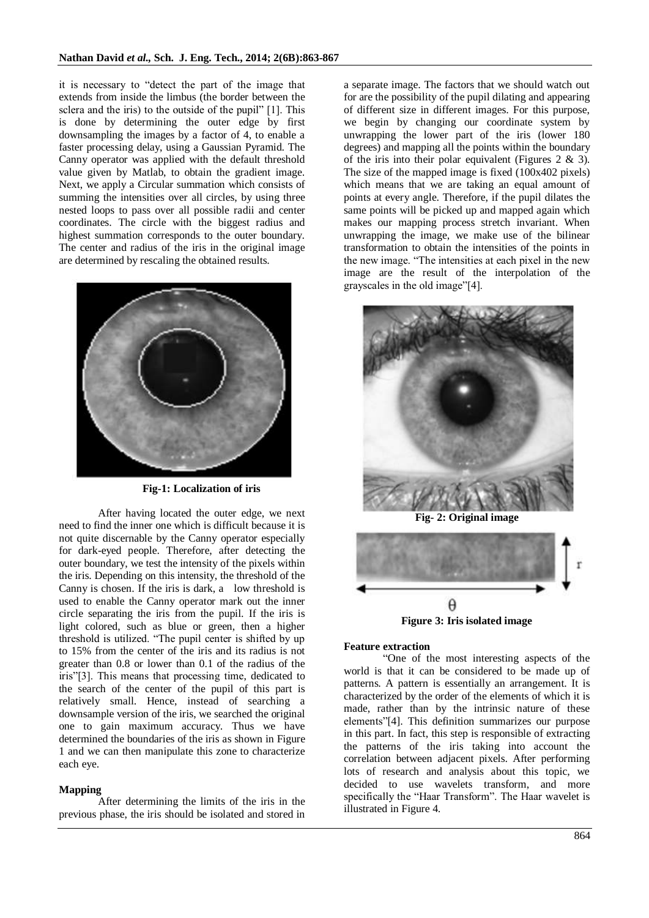it is necessary to "detect the part of the image that extends from inside the limbus (the border between the sclera and the iris) to the outside of the pupil" [1]. This is done by determining the outer edge by first downsampling the images by a factor of 4, to enable a faster processing delay, using a Gaussian Pyramid. The Canny operator was applied with the default threshold value given by Matlab, to obtain the gradient image. Next, we apply a Circular summation which consists of summing the intensities over all circles, by using three nested loops to pass over all possible radii and center coordinates. The circle with the biggest radius and highest summation corresponds to the outer boundary. The center and radius of the iris in the original image are determined by rescaling the obtained results.

**Fig-1: Localization of iris**

After having located the outer edge, we next need to find the inner one which is difficult because it is not quite discernable by the Canny operator especially for dark-eyed people. Therefore, after detecting the outer boundary, we test the intensity of the pixels within the iris. Depending on this intensity, the threshold of the Canny is chosen. If the iris is dark, a low threshold is used to enable the Canny operator mark out the inner circle separating the iris from the pupil. If the iris is light colored, such as blue or green, then a higher threshold is utilized. "The pupil center is shifted by up to 15% from the center of the iris and its radius is not greater than 0.8 or lower than 0.1 of the radius of the iris"[3]. This means that processing time, dedicated to the search of the center of the pupil of this part is relatively small. Hence, instead of searching a downsample version of the iris, we searched the original one to gain maximum accuracy. Thus we have determined the boundaries of the iris as shown in Figure 1 and we can then manipulate this zone to characterize each eye.

**Mapping**

After determining the limits of the iris in the previous phase, the iris should be isolated and stored in a separate image. The factors that we should watch out for are the possibility of the pupil dilating and appearing of different size in different images. For this purpose, we begin by changing our coordinate system by unwrapping the lower part of the iris (lower 180 degrees) and mapping all the points within the boundary of the iris into their polar equivalent (Figures 2 & 3). The size of the mapped image is fixed (100x402 pixels) which means that we are taking an equal amount of points at every angle. Therefore, if the pupil dilates the same points will be picked up and mapped again which makes our mapping process stretch invariant. When unwrapping the image, we make use of the bilinear transformation to obtain the intensities of the points in the new image. "The intensities at each pixel in the new image are the result of the interpolation of the grayscales in the old image"[4].

**Fig- 2: Original image**

**Figure 3: Iris isolated image**

**Feature extraction**

"One of the most interesting aspects of the world is that it can be considered to be made up of patterns. A pattern is essentially an arrangement. It is characterized by the order of the elements of which it is made, rather than by the intrinsic nature of these elements"[4]. This definition summarizes our purpose in this part. In fact, this step is responsible of extracting the patterns of the iris taking into account the correlation between adjacent pixels. After performing lots of research and analysis about this topic, we decided to use wavelets transform, and more specifically the "Haar Transform". The Haar wavelet is illustrated in Figure 4.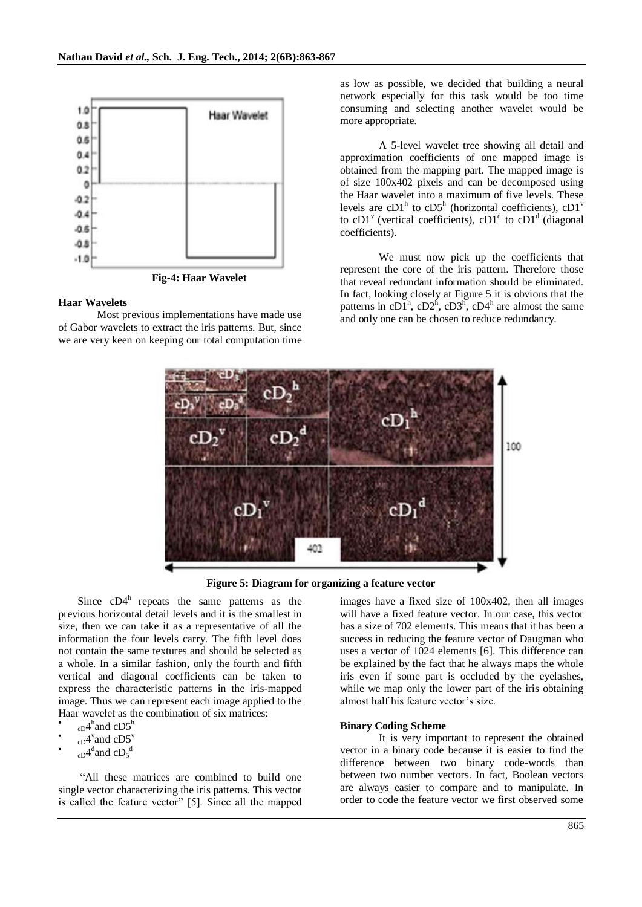Fig-4: Haar Wavelet

**Haar Wavelets**

Most previous implementations have made use of Gabor wavelets to extract the iris patterns. But, since we are very keen on keeping our total computation time as low as possible, we decided that building a neural network especially for this task would be too time consuming and selecting another wavelet would be more appropriate.

A 5-level wavelet tree showing all detail and approximation coefficients of one mapped image is obtained from the mapping part. The mapped image is of size 100x402 pixels and can be decomposed using the Haar wavelet into a maximum of five levels. These levels are $cD1^h$ to $cD5^h$ (horizontal coefficients), $cD1^v$ to $cD1^v$ (vertical coefficients), $cD1^d$ to $cD1^d$ (diagonal coefficients).

We must now pick up the coefficients that represent the core of the iris pattern. Therefore those that reveal redundant information should be eliminated. In fact, looking closely at Figure 5 it is obvious that the patterns in $cD1^h$, $cD2^h$, $cD3^h$, $cD4^h$ are almost the same and only one can be chosen to reduce redundancy.

**Figure 5: Diagram for organizing a feature vector**

Since $cD4^h$ repeats the same patterns as the previous horizontal detail levels and it is the smallest in size, then we can take it as a representative of all the information the four levels carry. The fifth level does not contain the same textures and should be selected as a whole. In a similar fashion, only the fourth and fifth vertical and diagonal coefficients can be taken to express the characteristic patterns in the iris-mapped image. Thus we can represent each image applied to the Haar wavelet as the combination of six matrices:

- $_{cD}4^h$ and $cD5^h$
- $_{cD}4^v$ and $cD5^v$
- $_{cD}4^d$ and $cD_5^d$

"All these matrices are combined to build one single vector characterizing the iris patterns. This vector is called the feature vector" [5]. Since all the mapped images have a fixed size of 100x402, then all images will have a fixed feature vector. In our case, this vector has a size of 702 elements. This means that it has been a success in reducing the feature vector of Daugman who uses a vector of 1024 elements [6]. This difference can be explained by the fact that he always maps the whole iris even if some part is occluded by the eyelashes, while we map only the lower part of the iris obtaining almost half his feature vector's size.

**Binary Coding Scheme**

It is very important to represent the obtained vector in a binary code because it is easier to find the difference between two binary code-words than between two number vectors. In fact, Boolean vectors are always easier to compare and to manipulate. In order to code the feature vector we first observed some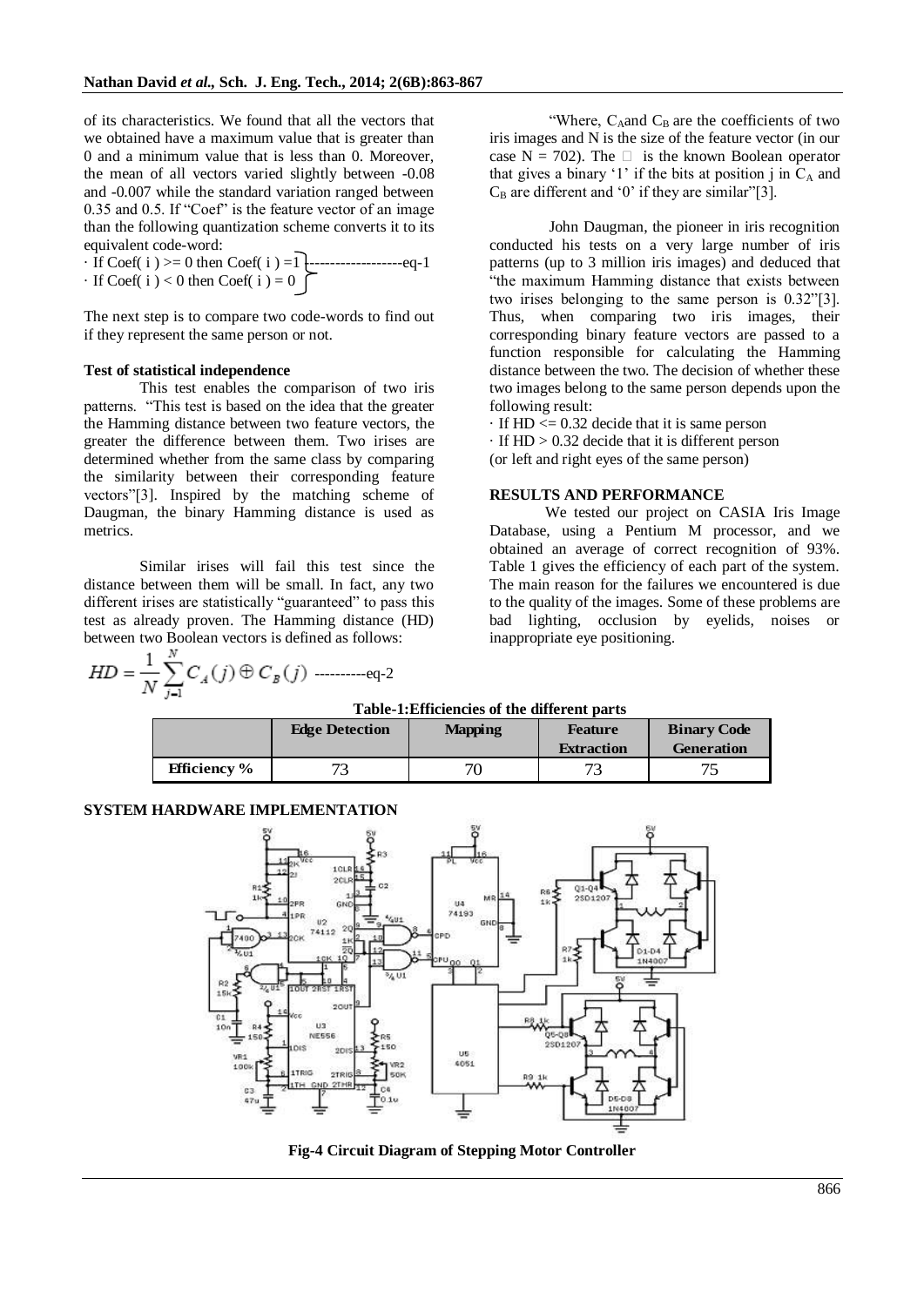of its characteristics. We found that all the vectors that we obtained have a maximum value that is greater than 0 and a minimum value that is less than 0. Moreover, the mean of all vectors varied slightly between -0.08 and -0.007 while the standard variation ranged between 0.35 and 0.5. If "Coef" is the feature vector of an image than the following quantization scheme converts it to its equivalent code-word:

· If Coef( i ) >= 0 then Coef( i ) =1 ------------------eq-1
· If Coef( i ) < 0 then Coef( i ) = 0

The next step is to compare two code-words to find out if they represent the same person or not.

**Test of statistical independence**

This test enables the comparison of two iris patterns. "This test is based on the idea that the greater the Hamming distance between two feature vectors, the greater the difference between them. Two irises are determined whether from the same class by comparing the similarity between their corresponding feature vectors"[3]. Inspired by the matching scheme of Daugman, the binary Hamming distance is used as metrics.

Similar irises will fail this test since the distance between them will be small. In fact, any two different irises are statistically "guaranteed" to pass this test as already proven. The Hamming distance (HD) between two Boolean vectors is defined as follows:

$$HD = \frac{1}{N}\sum_{j=1}^{N} C_A(j) \oplus C_B(j) \text{ ----------eq-2}$$

"Where, $C_A$ and $C_B$ are the coefficients of two iris images and N is the size of the feature vector (in our case N = 702). The $\oplus$ is the known Boolean operator that gives a binary '1' if the bits at position j in $C_A$ and $C_B$ are different and '0' if they are similar"[3].

John Daugman, the pioneer in iris recognition conducted his tests on a very large number of iris patterns (up to 3 million iris images) and deduced that "the maximum Hamming distance that exists between two irises belonging to the same person is 0.32"[3]. Thus, when comparing two iris images, their corresponding binary feature vectors are passed to a function responsible for calculating the Hamming distance between the two. The decision of whether these two images belong to the same person depends upon the following result:

· If HD <= 0.32 decide that it is same person
· If HD > 0.32 decide that it is different person
(or left and right eyes of the same person)

## RESULTS AND PERFORMANCE

We tested our project on CASIA Iris Image Database, using a Pentium M processor, and we obtained an average of correct recognition of 93%. Table 1 gives the efficiency of each part of the system. The main reason for the failures we encountered is due to the quality of the images. Some of these problems are bad lighting, occlusion by eyelids, noises or inappropriate eye positioning.

**Table-1:Efficiencies of the different parts**

| | Edge Detection | Mapping | Feature Extraction | Binary Code Generation |
|---|---|---|---|---|
| **Efficiency %** | 73 | 70 | 73 | 75 |

## SYSTEM HARDWARE IMPLEMENTATION

**Fig-4 Circuit Diagram of Stepping Motor Controller**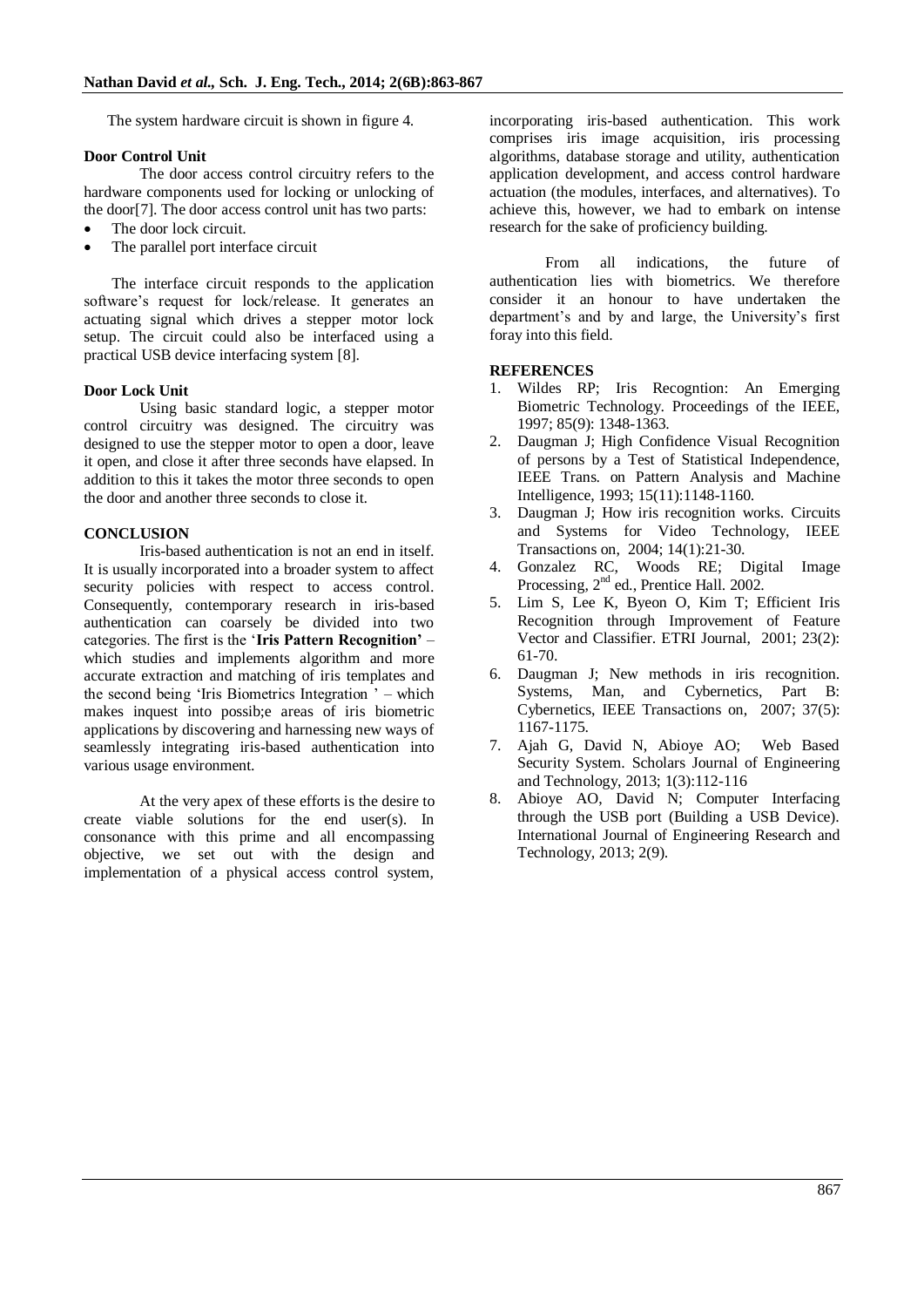The system hardware circuit is shown in figure 4.

### Door Control Unit

The door access control circuitry refers to the hardware components used for locking or unlocking of the door[7]. The door access control unit has two parts:

- The door lock circuit.
- The parallel port interface circuit

The interface circuit responds to the application software's request for lock/release. It generates an actuating signal which drives a stepper motor lock setup. The circuit could also be interfaced using a practical USB device interfacing system [8].

### Door Lock Unit

Using basic standard logic, a stepper motor control circuitry was designed. The circuitry was designed to use the stepper motor to open a door, leave it open, and close it after three seconds have elapsed. In addition to this it takes the motor three seconds to open the door and another three seconds to close it.

## CONCLUSION

Iris-based authentication is not an end in itself. It is usually incorporated into a broader system to affect security policies with respect to access control. Consequently, contemporary research in iris-based authentication can coarsely be divided into two categories. The first is the '**Iris Pattern Recognition'** – which studies and implements algorithm and more accurate extraction and matching of iris templates and the second being 'Iris Biometrics Integration ' – which makes inquest into possib;e areas of iris biometric applications by discovering and harnessing new ways of seamlessly integrating iris-based authentication into various usage environment.

At the very apex of these efforts is the desire to create viable solutions for the end user(s). In consonance with this prime and all encompassing objective, we set out with the design and implementation of a physical access control system, incorporating iris-based authentication. This work comprises iris image acquisition, iris processing algorithms, database storage and utility, authentication application development, and access control hardware actuation (the modules, interfaces, and alternatives). To achieve this, however, we had to embark on intense research for the sake of proficiency building.

From all indications, the future of authentication lies with biometrics. We therefore consider it an honour to have undertaken the department's and by and large, the University's first foray into this field.

## REFERENCES

1. Wildes RP; Iris Recogntion: An Emerging Biometric Technology. Proceedings of the IEEE, 1997; 85(9): 1348-1363.
2. Daugman J; High Confidence Visual Recognition of persons by a Test of Statistical Independence, IEEE Trans. on Pattern Analysis and Machine Intelligence, 1993; 15(11):1148-1160.
3. Daugman J; How iris recognition works. Circuits and Systems for Video Technology, IEEE Transactions on, 2004; 14(1):21-30.
4. Gonzalez RC, Woods RE; Digital Image Processing, 2nd ed., Prentice Hall. 2002.
5. Lim S, Lee K, Byeon O, Kim T; Efficient Iris Recognition through Improvement of Feature Vector and Classifier. ETRI Journal, 2001; 23(2): 61-70.
6. Daugman J; New methods in iris recognition. Systems, Man, and Cybernetics, Part B: Cybernetics, IEEE Transactions on, 2007; 37(5): 1167-1175.
7. Ajah G, David N, Abioye AO; Web Based Security System. Scholars Journal of Engineering and Technology, 2013; 1(3):112-116
8. Abioye AO, David N; Computer Interfacing through the USB port (Building a USB Device). International Journal of Engineering Research and Technology, 2013; 2(9).